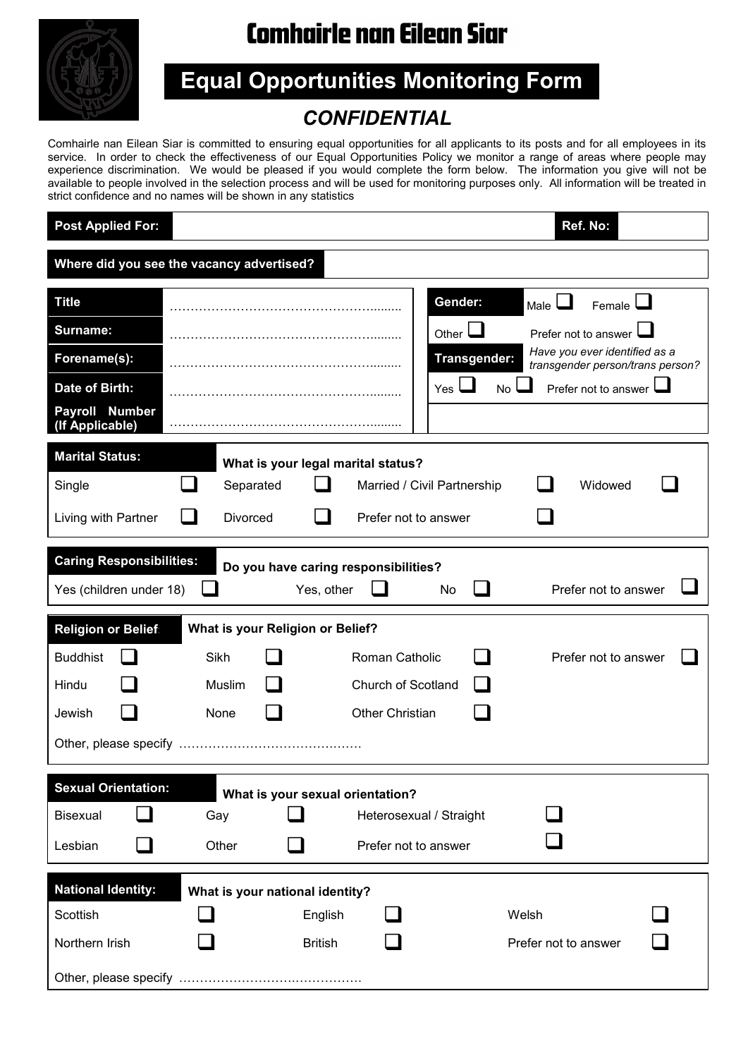# Comhairle nan Eilean Siar

## Equal Opportunities Monitoring Form

### *CONFIDENTIAL*

Comhairle nan Eilean Siar is committed to ensuring equal opportunities for all applicants to its posts and for all employees in its service. In order to check the effectiveness of our Equal Opportunities Policy we monitor a range of areas where people may experience discrimination. We would be pleased if you would complete the form below. The information you give will not be available to people involved in the selection process and will be used for monitoring purposes only. All information will be treated in strict confidence and no names will be shown in any statistics

| **Post Applied For:** | | **Ref. No:** | |
|---|---|---|---|

| **Where did you see the vacancy advertised?** | |
|---|---|

| | | | |
|---|---|---|---|
| **Title** | ………………………………………………......... | **Gender:** | Male ☐ Female ☐ |
| **Surname:** | ………………………………………………......... | Other ☐ | Prefer not to answer ☐ |
| **Forename(s):** | ………………………………………………......... | **Transgender:** | *Have you ever identified as a transgender person/trans person?* |
| **Date of Birth:** | ………………………………………………......... | Yes ☐ No ☐ | Prefer not to answer ☐ |
| **Payroll Number (If Applicable)** | ………………………………………………......... | | |

**Marital Status:** **What is your legal marital status?**

| | | | | | | | |
|---|---|---|---|---|---|---|---|
| Single | ☐ | Separated | ☐ | Married / Civil Partnership | ☐ | Widowed | ☐ |
| Living with Partner | ☐ | Divorced | ☐ | Prefer not to answer | ☐ | | |

**Caring Responsibilities:** **Do you have caring responsibilities?**

| | | | | | | | |
|---|---|---|---|---|---|---|---|
| Yes (children under 18) | ☐ | Yes, other | ☐ | No | ☐ | Prefer not to answer | ☐ |

**Religion or Belief** **What is your Religion or Belief?**

| | | | | | | | |
|---|---|---|---|---|---|---|---|
| Buddhist | ☐ | Sikh | ☐ | Roman Catholic | ☐ | Prefer not to answer | ☐ |
| Hindu | ☐ | Muslim | ☐ | Church of Scotland | ☐ | | |
| Jewish | ☐ | None | ☐ | Other Christian | ☐ | | |

Other, please specify ……………………………………….

**Sexual Orientation:** **What is your sexual orientation?**

| | | | | | |
|---|---|---|---|---|---|
| Bisexual | ☐ | Gay | ☐ | Heterosexual / Straight | ☐ |
| Lesbian | ☐ | Other | ☐ | Prefer not to answer | ☐ |

**National Identity:** **What is your national identity?**

| | | | | | |
|---|---|---|---|---|---|
| Scottish | ☐ | English | ☐ | Welsh | ☐ |
| Northern Irish | ☐ | British | ☐ | Prefer not to answer | ☐ |

Other, please specify ……………………………………….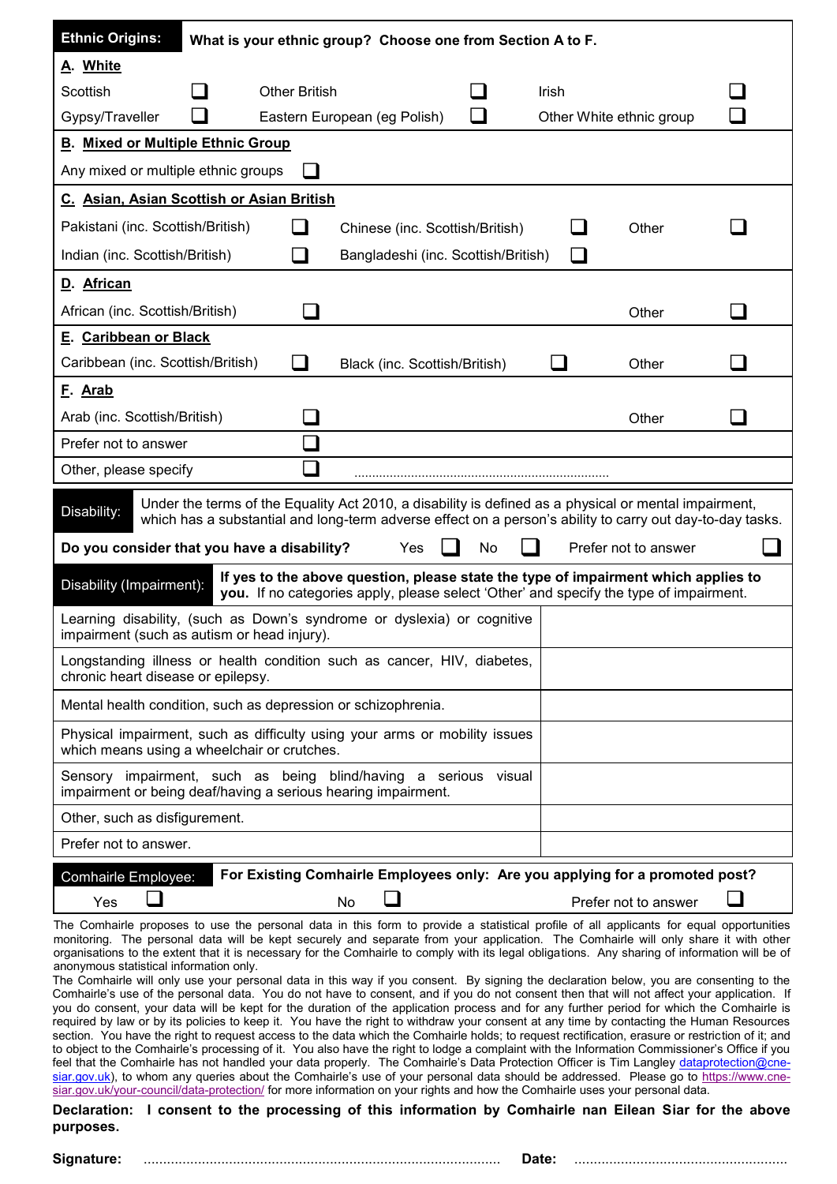| **Ethnic Origins:** | **What is your ethnic group? Choose one from Section A to F.** | | | | |
|---|---|---|---|---|---|
| **A. White** | | | | | |
| Scottish | ❑ | Other British | ❑ | Irish | ❑ |
| Gypsy/Traveller | ❑ | Eastern European (eg Polish) | ❑ | Other White ethnic group | ❑ |
| **B. Mixed or Multiple Ethnic Group** | | | | | |
| Any mixed or multiple ethnic groups | ❑ | | | | |
| **C. Asian, Asian Scottish or Asian British** | | | | | |
| Pakistani (inc. Scottish/British) | ❑ | Chinese (inc. Scottish/British) | ❑ | Other | ❑ |
| Indian (inc. Scottish/British) | ❑ | Bangladeshi (inc. Scottish/British) | ❑ | | |
| **D. African** | | | | | |
| African (inc. Scottish/British) | ❑ | | | Other | ❑ |
| **E. Caribbean or Black** | | | | | |
| Caribbean (inc. Scottish/British) | ❑ | Black (inc. Scottish/British) | ❑ | Other | ❑ |
| **F. Arab** | | | | | |
| Arab (inc. Scottish/British) | ❑ | | | Other | ❑ |
| Prefer not to answer | ❑ | | | | |
| Other, please specify | ❑ | ........................................................................ | | | |

**Disability:** Under the terms of the Equality Act 2010, a disability is defined as a physical or mental impairment, which has a substantial and long-term adverse effect on a person's ability to carry out day-to-day tasks.

**Do you consider that you have a disability?** Yes ❑ No ❑ Prefer not to answer ❑

| Disability (Impairment): **If yes to the above question, please state the type of impairment which applies to you.** If no categories apply, please select 'Other' and specify the type of impairment. | |
|---|---|
| Learning disability, (such as Down's syndrome or dyslexia) or cognitive impairment (such as autism or head injury). | |
| Longstanding illness or health condition such as cancer, HIV, diabetes, chronic heart disease or epilepsy. | |
| Mental health condition, such as depression or schizophrenia. | |
| Physical impairment, such as difficulty using your arms or mobility issues which means using a wheelchair or crutches. | |
| Sensory impairment, such as being blind/having a serious visual impairment or being deaf/having a serious hearing impairment. | |
| Other, such as disfigurement. | |
| Prefer not to answer. | |

**Comhairle Employee:** **For Existing Comhairle Employees only: Are you applying for a promoted post?**

Yes ❑ No ❑ Prefer not to answer ❑

The Comhairle proposes to use the personal data in this form to provide a statistical profile of all applicants for equal opportunities monitoring. The personal data will be kept securely and separate from your application. The Comhairle will only share it with other organisations to the extent that it is necessary for the Comhairle to comply with its legal obligations. Any sharing of information will be of anonymous statistical information only.

The Comhairle will only use your personal data in this way if you consent. By signing the declaration below, you are consenting to the Comhairle's use of the personal data. You do not have to consent, and if you do not consent then that will not affect your application. If you do consent, your data will be kept for the duration of the application process and for any further period for which the Comhairle is required by law or by its policies to keep it. You have the right to withdraw your consent at any time by contacting the Human Resources section. You have the right to request access to the data which the Comhairle holds; to request rectification, erasure or restriction of it; and to object to the Comhairle's processing of it. You also have the right to lodge a complaint with the Information Commissioner's Office if you feel that the Comhairle has not handled your data properly. The Comhairle's Data Protection Officer is Tim Langley dataprotection@cne-siar.gov.uk), to whom any queries about the Comhairle's use of your personal data should be addressed. Please go to https://www.cne-siar.gov.uk/your-council/data-protection/ for more information on your rights and how the Comhairle uses your personal data.

**Declaration: I consent to the processing of this information by Comhairle nan Eilean Siar for the above purposes.**

**Signature:** .......................................................................................... **Date:** ......................................................